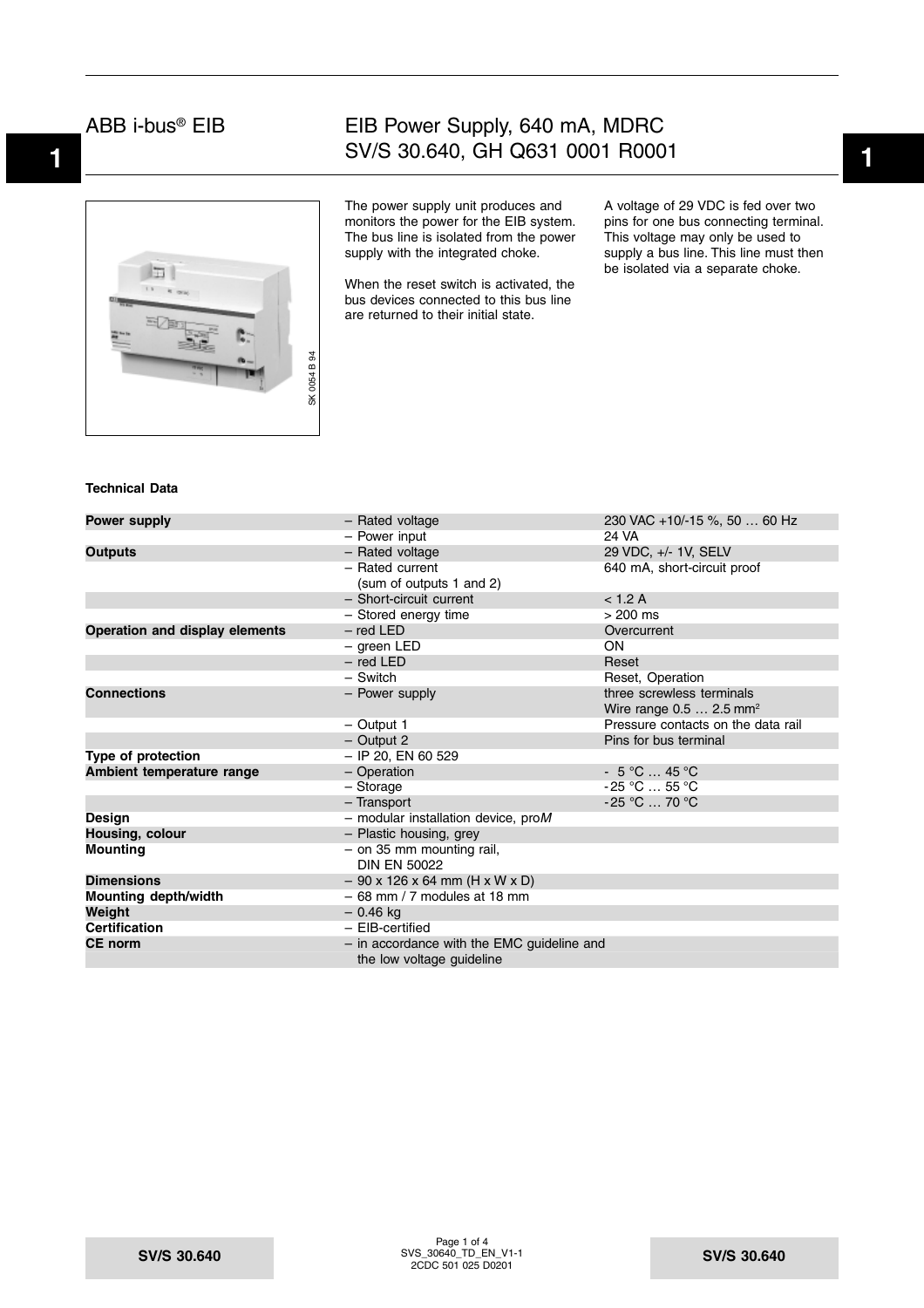# ABB i-bus® EIB

## EIB Power Supply, 640 mA, MDRC SV/S 30.640, GH Q631 0001 R0001

SK 0054 B 94

The power supply unit produces and monitors the power for the EIB system. The bus line is isolated from the power supply with the integrated choke.

When the reset switch is activated, the bus devices connected to this bus line are returned to their initial state.

A voltage of 29 VDC is fed over two pins for one bus connecting terminal. This voltage may only be used to supply a bus line. This line must then be isolated via a separate choke.

### Technical Data

| | | |
|---|---|---|
| **Power supply** | – Rated voltage | 230 VAC +10/-15 %, 50 … 60 Hz |
| | – Power input | 24 VA |
| **Outputs** | – Rated voltage | 29 VDC, +/- 1V, SELV |
| | – Rated current (sum of outputs 1 and 2) | 640 mA, short-circuit proof |
| | – Short-circuit current | < 1.2 A |
| | – Stored energy time | > 200 ms |
| **Operation and display elements** | – red LED | Overcurrent |
| | – green LED | ON |
| | – red LED | Reset |
| | – Switch | Reset, Operation |
| **Connections** | – Power supply | three screwless terminals Wire range 0.5 … 2.5 mm² |
| | – Output 1 | Pressure contacts on the data rail |
| | – Output 2 | Pins for bus terminal |
| **Type of protection** | – IP 20, EN 60 529 | |
| **Ambient temperature range** | – Operation | - 5 °C … 45 °C |
| | – Storage | -25 °C … 55 °C |
| | – Transport | -25 °C … 70 °C |
| **Design** | – modular installation device, pro*M* | |
| **Housing, colour** | – Plastic housing, grey | |
| **Mounting** | – on 35 mm mounting rail, DIN EN 50022 | |
| **Dimensions** | – 90 x 126 x 64 mm (H x W x D) | |
| **Mounting depth/width** | – 68 mm / 7 modules at 18 mm | |
| **Weight** | – 0.46 kg | |
| **Certification** | – EIB-certified | |
| **CE norm** | – in accordance with the EMC guideline and the low voltage guideline | |

SVS_30640_TD_EN_V1-1
2CDC 501 025 D0201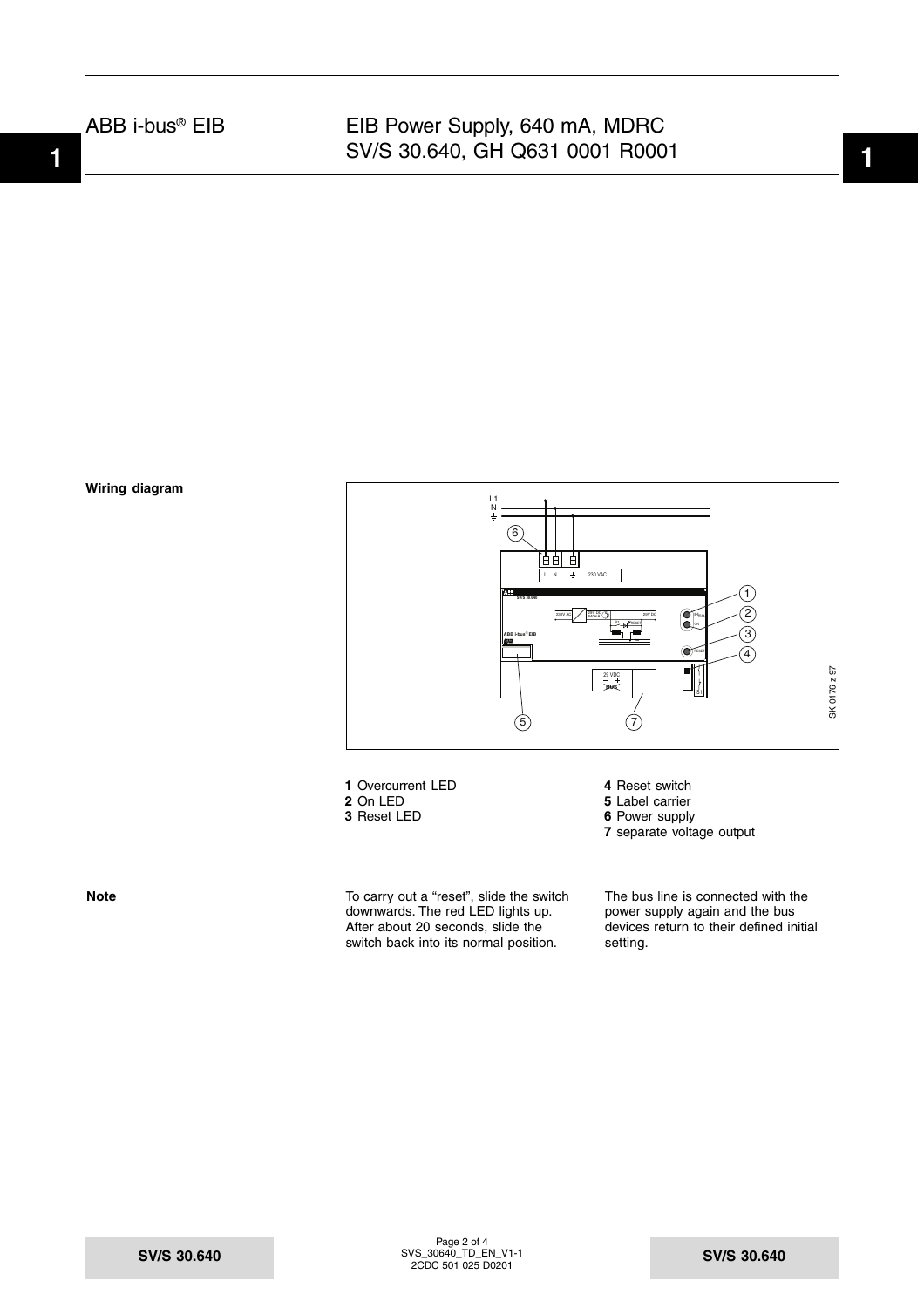**Wiring diagram**

1 Overcurrent LED
2 On LED
3 Reset LED
4 Reset switch
5 Label carrier
6 Power supply
7 separate voltage output

**Note**

To carry out a “reset”, slide the switch downwards. The red LED lights up. After about 20 seconds, slide the switch back into its normal position.

The bus line is connected with the power supply again and the bus devices return to their defined initial setting.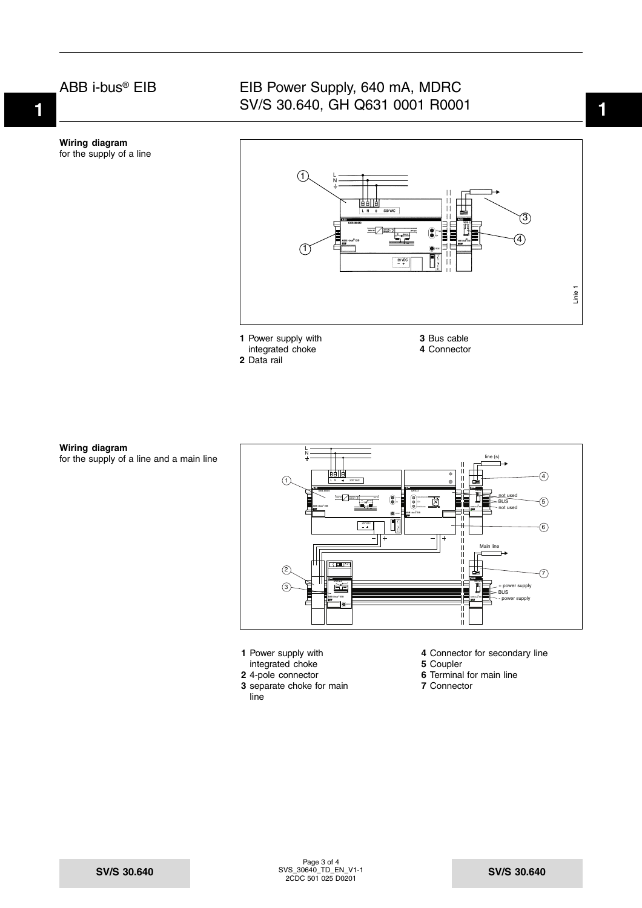**Wiring diagram**
for the supply of a line

**1** Power supply with integrated choke
**2** Data rail
**3** Bus cable
**4** Connector

**Wiring diagram**
for the supply of a line and a main line

**1** Power supply with integrated choke
**2** 4-pole connector
**3** separate choke for main line
**4** Connector for secondary line
**5** Coupler
**6** Terminal for main line
**7** Connector